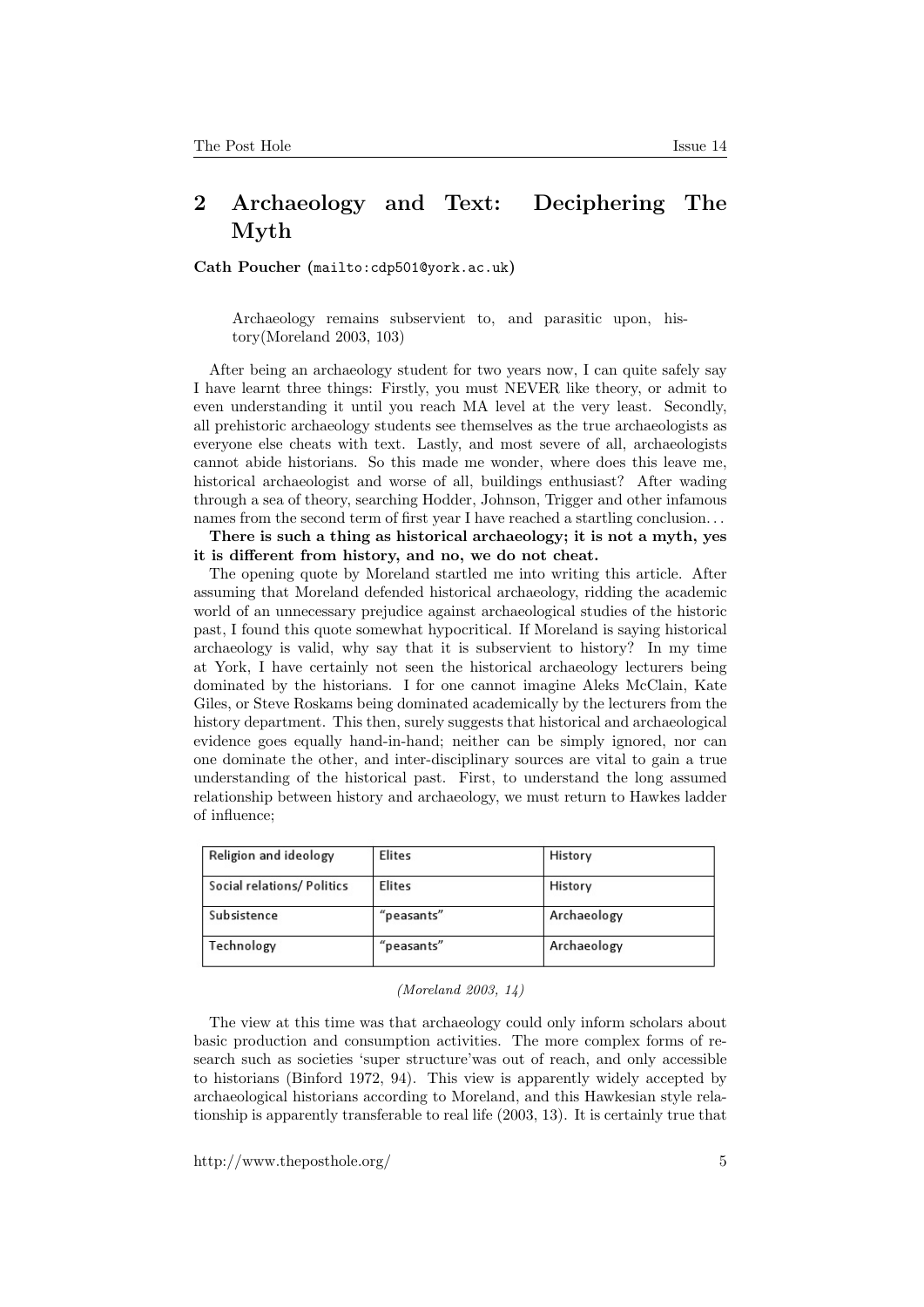## 2 Archaeology and Text: Deciphering The Myth

**Cath Poucher** (mailto:cdp501@york.ac.uk)

> Archaeology remains subservient to, and parasitic upon, history(Moreland 2003, 103)

After being an archaeology student for two years now, I can quite safely say I have learnt three things: Firstly, you must NEVER like theory, or admit to even understanding it until you reach MA level at the very least. Secondly, all prehistoric archaeology students see themselves as the true archaeologists as everyone else cheats with text. Lastly, and most severe of all, archaeologists cannot abide historians. So this made me wonder, where does this leave me, historical archaeologist and worse of all, buildings enthusiast? After wading through a sea of theory, searching Hodder, Johnson, Trigger and other infamous names from the second term of first year I have reached a startling conclusion. . .

**There is such a thing as historical archaeology; it is not a myth, yes it is different from history, and no, we do not cheat.**

The opening quote by Moreland startled me into writing this article. After assuming that Moreland defended historical archaeology, ridding the academic world of an unnecessary prejudice against archaeological studies of the historic past, I found this quote somewhat hypocritical. If Moreland is saying historical archaeology is valid, why say that it is subservient to history? In my time at York, I have certainly not seen the historical archaeology lecturers being dominated by the historians. I for one cannot imagine Aleks McClain, Kate Giles, or Steve Roskams being dominated academically by the lecturers from the history department. This then, surely suggests that historical and archaeological evidence goes equally hand-in-hand; neither can be simply ignored, nor can one dominate the other, and inter-disciplinary sources are vital to gain a true understanding of the historical past. First, to understand the long assumed relationship between history and archaeology, we must return to Hawkes ladder of influence;

| Religion and ideology | Elites | History |
|---|---|---|
| Social relations/ Politics | Elites | History |
| Subsistence | "peasants" | Archaeology |
| Technology | "peasants" | Archaeology |

*(Moreland 2003, 14)*

The view at this time was that archaeology could only inform scholars about basic production and consumption activities. The more complex forms of research such as societies 'super structure'was out of reach, and only accessible to historians (Binford 1972, 94). This view is apparently widely accepted by archaeological historians according to Moreland, and this Hawkesian style relationship is apparently transferable to real life (2003, 13). It is certainly true that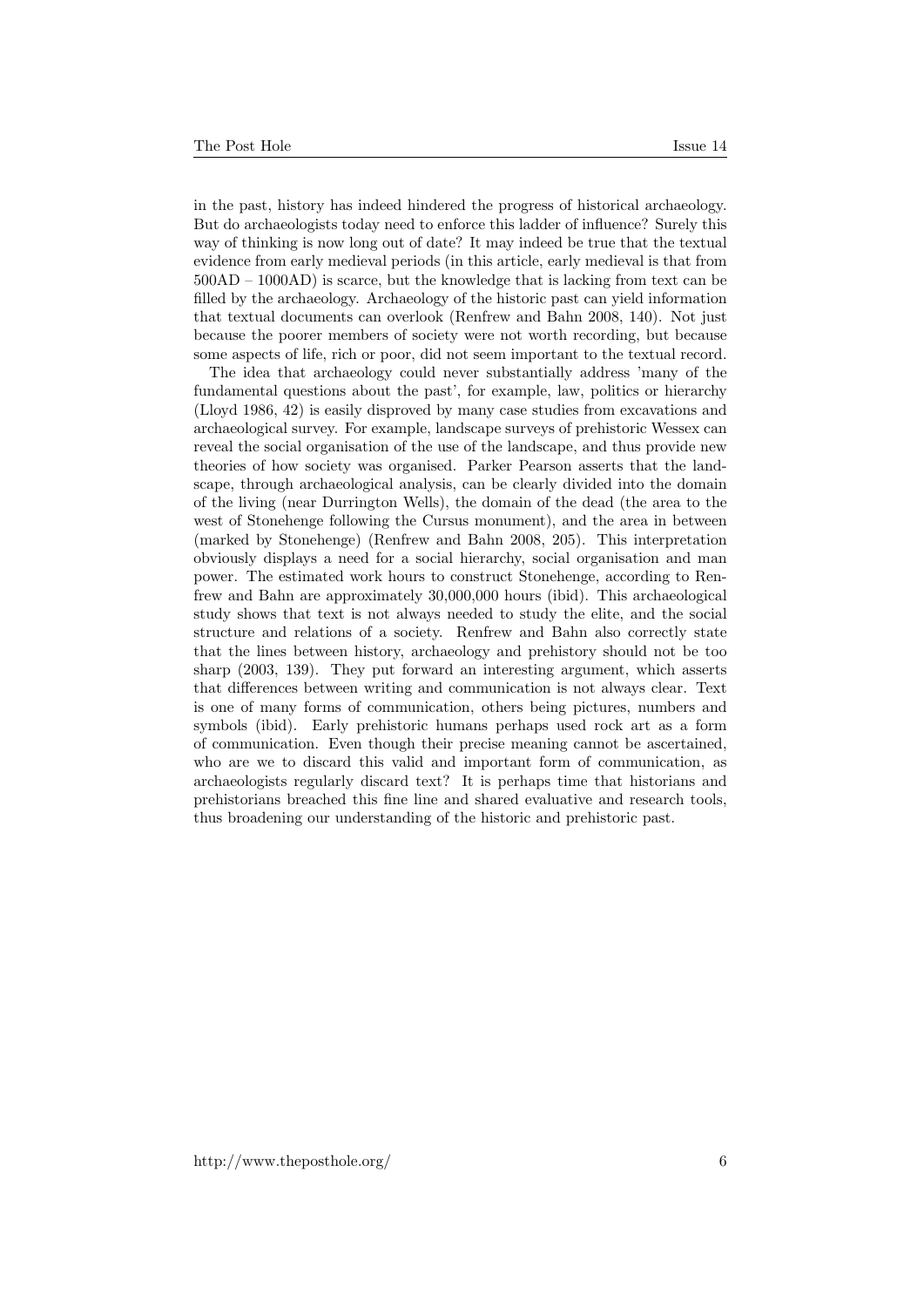in the past, history has indeed hindered the progress of historical archaeology. But do archaeologists today need to enforce this ladder of influence? Surely this way of thinking is now long out of date? It may indeed be true that the textual evidence from early medieval periods (in this article, early medieval is that from 500AD – 1000AD) is scarce, but the knowledge that is lacking from text can be filled by the archaeology. Archaeology of the historic past can yield information that textual documents can overlook (Renfrew and Bahn 2008, 140). Not just because the poorer members of society were not worth recording, but because some aspects of life, rich or poor, did not seem important to the textual record.

The idea that archaeology could never substantially address 'many of the fundamental questions about the past', for example, law, politics or hierarchy (Lloyd 1986, 42) is easily disproved by many case studies from excavations and archaeological survey. For example, landscape surveys of prehistoric Wessex can reveal the social organisation of the use of the landscape, and thus provide new theories of how society was organised. Parker Pearson asserts that the landscape, through archaeological analysis, can be clearly divided into the domain of the living (near Durrington Wells), the domain of the dead (the area to the west of Stonehenge following the Cursus monument), and the area in between (marked by Stonehenge) (Renfrew and Bahn 2008, 205). This interpretation obviously displays a need for a social hierarchy, social organisation and man power. The estimated work hours to construct Stonehenge, according to Renfrew and Bahn are approximately 30,000,000 hours (ibid). This archaeological study shows that text is not always needed to study the elite, and the social structure and relations of a society. Renfrew and Bahn also correctly state that the lines between history, archaeology and prehistory should not be too sharp (2003, 139). They put forward an interesting argument, which asserts that differences between writing and communication is not always clear. Text is one of many forms of communication, others being pictures, numbers and symbols (ibid). Early prehistoric humans perhaps used rock art as a form of communication. Even though their precise meaning cannot be ascertained, who are we to discard this valid and important form of communication, as archaeologists regularly discard text? It is perhaps time that historians and prehistorians breached this fine line and shared evaluative and research tools, thus broadening our understanding of the historic and prehistoric past.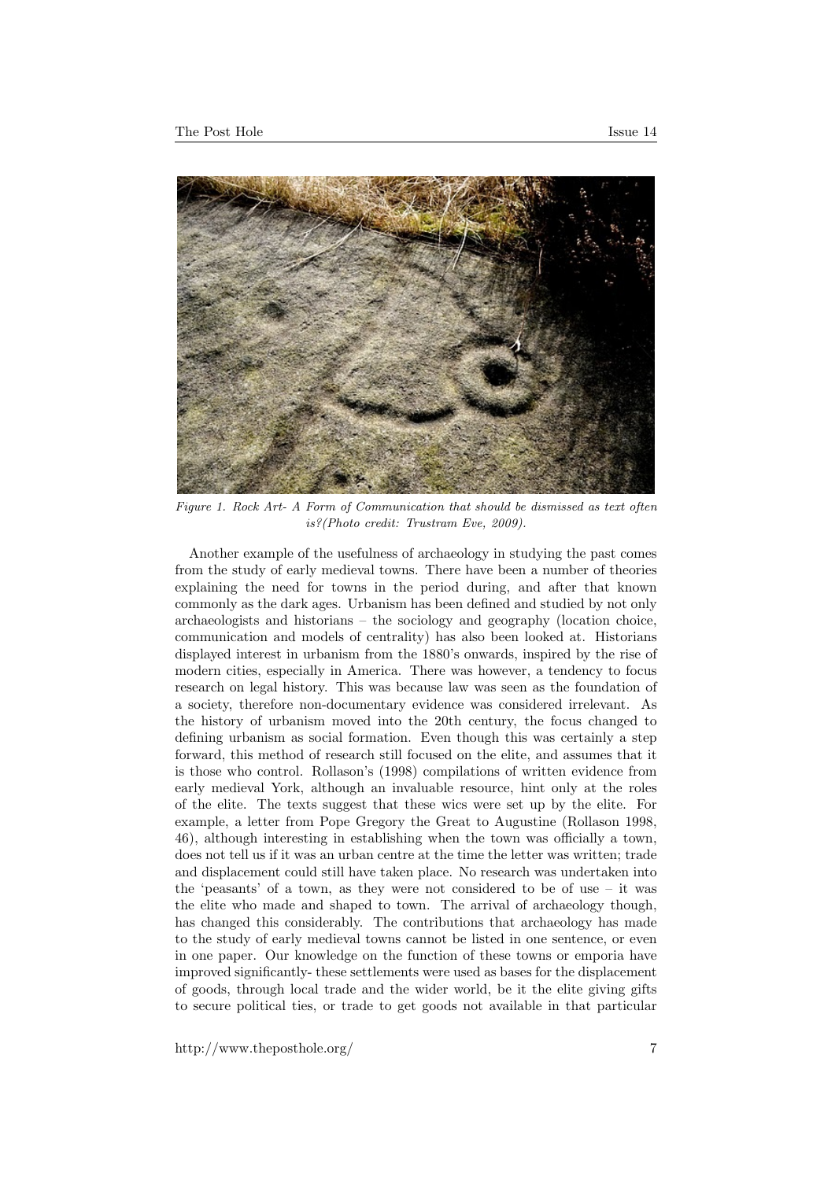*Figure 1. Rock Art- A Form of Communication that should be dismissed as text often is?(Photo credit: Trustram Eve, 2009).*

Another example of the usefulness of archaeology in studying the past comes from the study of early medieval towns. There have been a number of theories explaining the need for towns in the period during, and after that known commonly as the dark ages. Urbanism has been defined and studied by not only archaeologists and historians – the sociology and geography (location choice, communication and models of centrality) has also been looked at. Historians displayed interest in urbanism from the 1880's onwards, inspired by the rise of modern cities, especially in America. There was however, a tendency to focus research on legal history. This was because law was seen as the foundation of a society, therefore non-documentary evidence was considered irrelevant. As the history of urbanism moved into the 20th century, the focus changed to defining urbanism as social formation. Even though this was certainly a step forward, this method of research still focused on the elite, and assumes that it is those who control. Rollason's (1998) compilations of written evidence from early medieval York, although an invaluable resource, hint only at the roles of the elite. The texts suggest that these wics were set up by the elite. For example, a letter from Pope Gregory the Great to Augustine (Rollason 1998, 46), although interesting in establishing when the town was officially a town, does not tell us if it was an urban centre at the time the letter was written; trade and displacement could still have taken place. No research was undertaken into the 'peasants' of a town, as they were not considered to be of use – it was the elite who made and shaped to town. The arrival of archaeology though, has changed this considerably. The contributions that archaeology has made to the study of early medieval towns cannot be listed in one sentence, or even in one paper. Our knowledge on the function of these towns or emporia have improved significantly- these settlements were used as bases for the displacement of goods, through local trade and the wider world, be it the elite giving gifts to secure political ties, or trade to get goods not available in that particular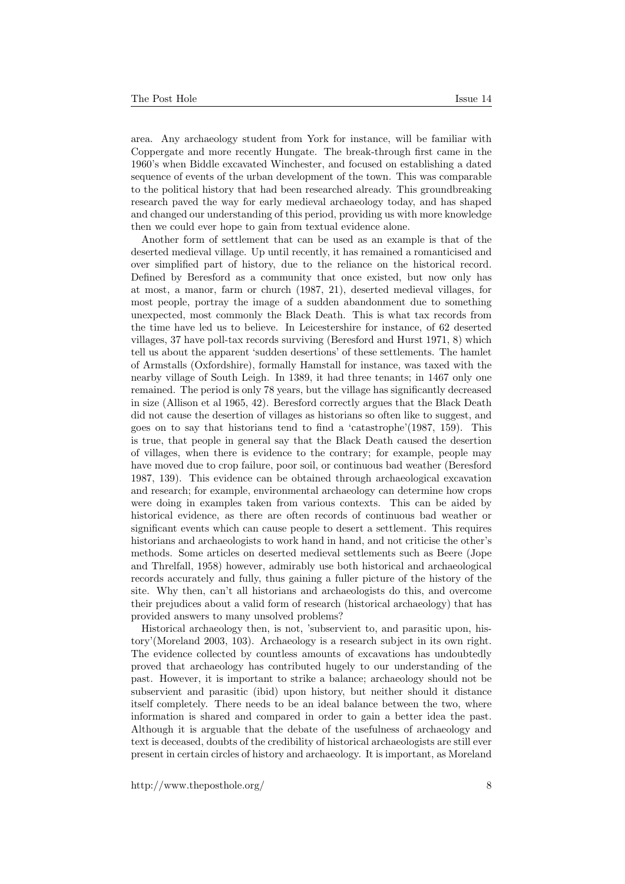area. Any archaeology student from York for instance, will be familiar with Coppergate and more recently Hungate. The break-through first came in the 1960's when Biddle excavated Winchester, and focused on establishing a dated sequence of events of the urban development of the town. This was comparable to the political history that had been researched already. This groundbreaking research paved the way for early medieval archaeology today, and has shaped and changed our understanding of this period, providing us with more knowledge then we could ever hope to gain from textual evidence alone.

Another form of settlement that can be used as an example is that of the deserted medieval village. Up until recently, it has remained a romanticised and over simplified part of history, due to the reliance on the historical record. Defined by Beresford as a community that once existed, but now only has at most, a manor, farm or church (1987, 21), deserted medieval villages, for most people, portray the image of a sudden abandonment due to something unexpected, most commonly the Black Death. This is what tax records from the time have led us to believe. In Leicestershire for instance, of 62 deserted villages, 37 have poll-tax records surviving (Beresford and Hurst 1971, 8) which tell us about the apparent 'sudden desertions' of these settlements. The hamlet of Armstalls (Oxfordshire), formally Hamstall for instance, was taxed with the nearby village of South Leigh. In 1389, it had three tenants; in 1467 only one remained. The period is only 78 years, but the village has significantly decreased in size (Allison et al 1965, 42). Beresford correctly argues that the Black Death did not cause the desertion of villages as historians so often like to suggest, and goes on to say that historians tend to find a 'catastrophe'(1987, 159). This is true, that people in general say that the Black Death caused the desertion of villages, when there is evidence to the contrary; for example, people may have moved due to crop failure, poor soil, or continuous bad weather (Beresford 1987, 139). This evidence can be obtained through archaeological excavation and research; for example, environmental archaeology can determine how crops were doing in examples taken from various contexts. This can be aided by historical evidence, as there are often records of continuous bad weather or significant events which can cause people to desert a settlement. This requires historians and archaeologists to work hand in hand, and not criticise the other's methods. Some articles on deserted medieval settlements such as Beere (Jope and Threlfall, 1958) however, admirably use both historical and archaeological records accurately and fully, thus gaining a fuller picture of the history of the site. Why then, can't all historians and archaeologists do this, and overcome their prejudices about a valid form of research (historical archaeology) that has provided answers to many unsolved problems?

Historical archaeology then, is not, 'subservient to, and parasitic upon, history'(Moreland 2003, 103). Archaeology is a research subject in its own right. The evidence collected by countless amounts of excavations has undoubtedly proved that archaeology has contributed hugely to our understanding of the past. However, it is important to strike a balance; archaeology should not be subservient and parasitic (ibid) upon history, but neither should it distance itself completely. There needs to be an ideal balance between the two, where information is shared and compared in order to gain a better idea the past. Although it is arguable that the debate of the usefulness of archaeology and text is deceased, doubts of the credibility of historical archaeologists are still ever present in certain circles of history and archaeology. It is important, as Moreland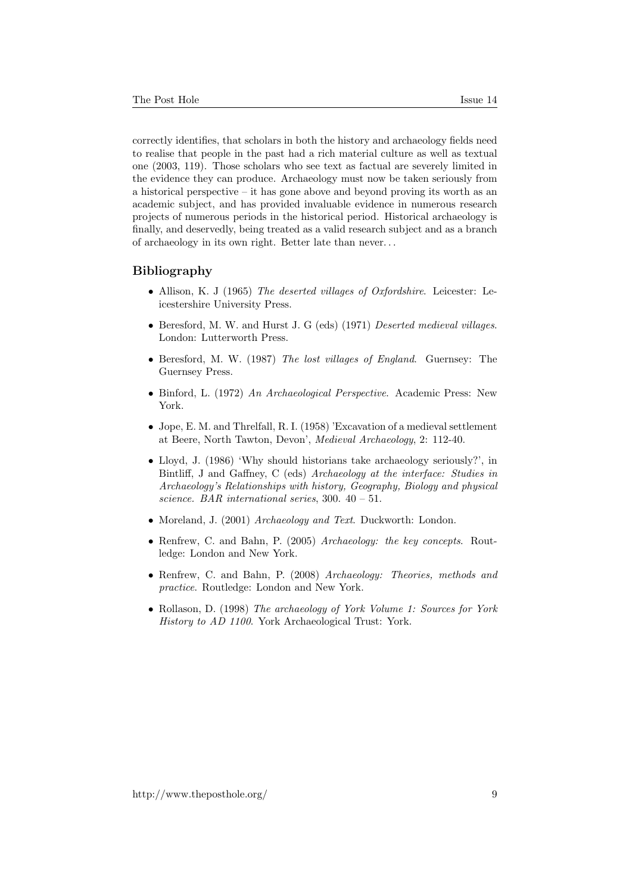correctly identifies, that scholars in both the history and archaeology fields need to realise that people in the past had a rich material culture as well as textual one (2003, 119). Those scholars who see text as factual are severely limited in the evidence they can produce. Archaeology must now be taken seriously from a historical perspective – it has gone above and beyond proving its worth as an academic subject, and has provided invaluable evidence in numerous research projects of numerous periods in the historical period. Historical archaeology is finally, and deservedly, being treated as a valid research subject and as a branch of archaeology in its own right. Better late than never. . .

## Bibliography

- Allison, K. J (1965) *The deserted villages of Oxfordshire*. Leicester: Leicestershire University Press.
- Beresford, M. W. and Hurst J. G (eds) (1971) *Deserted medieval villages*. London: Lutterworth Press.
- Beresford, M. W. (1987) *The lost villages of England*. Guernsey: The Guernsey Press.
- Binford, L. (1972) *An Archaeological Perspective*. Academic Press: New York.
- Jope, E. M. and Threlfall, R. I. (1958) 'Excavation of a medieval settlement at Beere, North Tawton, Devon', *Medieval Archaeology*, 2: 112-40.
- Lloyd, J. (1986) 'Why should historians take archaeology seriously?', in Bintliff, J and Gaffney, C (eds) *Archaeology at the interface: Studies in Archaeology's Relationships with history, Geography, Biology and physical science. BAR international series*, 300. 40 – 51.
- Moreland, J. (2001) *Archaeology and Text*. Duckworth: London.
- Renfrew, C. and Bahn, P. (2005) *Archaeology: the key concepts*. Routledge: London and New York.
- Renfrew, C. and Bahn, P. (2008) *Archaeology: Theories, methods and practice*. Routledge: London and New York.
- Rollason, D. (1998) *The archaeology of York Volume 1: Sources for York History to AD 1100*. York Archaeological Trust: York.